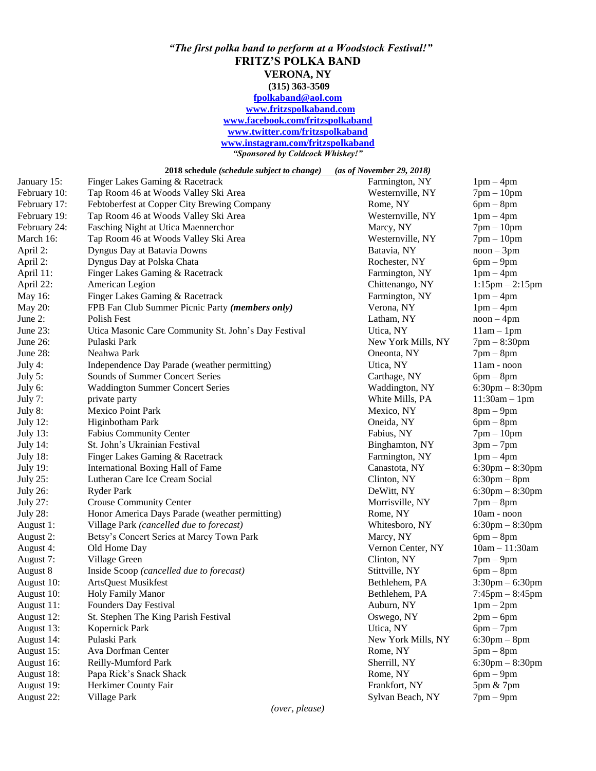***"The first polka band to perform at a Woodstock Festival!"***

**FRITZ'S POLKA BAND**

**VERONA, NY**

**(315) 363-3509**

**fpolkaband@aol.com**

**www.fritzspolkaband.com**

**www.facebook.com/fritzspolkaband**

**www.twitter.com/fritzspolkaband**

**www.instagram.com/fritzspolkaband**

***"Sponsored by Coldcock Whiskey!"***

**2018 schedule** *(schedule subject to change)* ***(as of November 29, 2018)***

| Date | Event | Location | Time |
|---|---|---|---|
| January 15: | Finger Lakes Gaming & Racetrack | Farmington, NY | 1pm – 4pm |
| February 10: | Tap Room 46 at Woods Valley Ski Area | Westernville, NY | 7pm – 10pm |
| February 17: | Febtoberfest at Copper City Brewing Company | Rome, NY | 6pm – 8pm |
| February 19: | Tap Room 46 at Woods Valley Ski Area | Westernville, NY | 1pm – 4pm |
| February 24: | Fasching Night at Utica Maennerchor | Marcy, NY | 7pm – 10pm |
| March 16: | Tap Room 46 at Woods Valley Ski Area | Westernville, NY | 7pm – 10pm |
| April 2: | Dyngus Day at Batavia Downs | Batavia, NY | noon – 3pm |
| April 2: | Dyngus Day at Polska Chata | Rochester, NY | 6pm – 9pm |
| April 11: | Finger Lakes Gaming & Racetrack | Farmington, NY | 1pm – 4pm |
| April 22: | American Legion | Chittenango, NY | 1:15pm – 2:15pm |
| May 16: | Finger Lakes Gaming & Racetrack | Farmington, NY | 1pm – 4pm |
| May 20: | FPB Fan Club Summer Picnic Party ***(members only)*** | Verona, NY | 1pm – 4pm |
| June 2: | Polish Fest | Latham, NY | noon – 4pm |
| June 23: | Utica Masonic Care Community St. John's Day Festival | Utica, NY | 11am – 1pm |
| June 26: | Pulaski Park | New York Mills, NY | 7pm – 8:30pm |
| June 28: | Neahwa Park | Oneonta, NY | 7pm – 8pm |
| July 4: | Independence Day Parade (weather permitting) | Utica, NY | 11am - noon |
| July 5: | Sounds of Summer Concert Series | Carthage, NY | 6pm – 8pm |
| July 6: | Waddington Summer Concert Series | Waddington, NY | 6:30pm – 8:30pm |
| July 7: | private party | White Mills, PA | 11:30am – 1pm |
| July 8: | Mexico Point Park | Mexico, NY | 8pm – 9pm |
| July 12: | Higinbotham Park | Oneida, NY | 6pm – 8pm |
| July 13: | Fabius Community Center | Fabius, NY | 7pm – 10pm |
| July 14: | St. John's Ukrainian Festival | Binghamton, NY | 3pm – 7pm |
| July 18: | Finger Lakes Gaming & Racetrack | Farmington, NY | 1pm – 4pm |
| July 19: | International Boxing Hall of Fame | Canastota, NY | 6:30pm – 8:30pm |
| July 25: | Lutheran Care Ice Cream Social | Clinton, NY | 6:30pm – 8pm |
| July 26: | Ryder Park | DeWitt, NY | 6:30pm – 8:30pm |
| July 27: | Crouse Community Center | Morrisville, NY | 7pm – 8pm |
| July 28: | Honor America Days Parade (weather permitting) | Rome, NY | 10am - noon |
| August 1: | Village Park *(cancelled due to forecast)* | Whitesboro, NY | 6:30pm – 8:30pm |
| August 2: | Betsy's Concert Series at Marcy Town Park | Marcy, NY | 6pm – 8pm |
| August 4: | Old Home Day | Vernon Center, NY | 10am – 11:30am |
| August 7: | Village Green | Clinton, NY | 7pm – 9pm |
| August 8 | Inside Scoop *(cancelled due to forecast)* | Stittville, NY | 6pm – 8pm |
| August 10: | ArtsQuest Musikfest | Bethlehem, PA | 3:30pm – 6:30pm |
| August 10: | Holy Family Manor | Bethlehem, PA | 7:45pm – 8:45pm |
| August 11: | Founders Day Festival | Auburn, NY | 1pm – 2pm |
| August 12: | St. Stephen The King Parish Festival | Oswego, NY | 2pm – 6pm |
| August 13: | Kopernick Park | Utica, NY | 6pm – 7pm |
| August 14: | Pulaski Park | New York Mills, NY | 6:30pm – 8pm |
| August 15: | Ava Dorfman Center | Rome, NY | 5pm – 8pm |
| August 16: | Reilly-Mumford Park | Sherrill, NY | 6:30pm – 8:30pm |
| August 18: | Papa Rick's Snack Shack | Rome, NY | 6pm – 9pm |
| August 19: | Herkimer County Fair | Frankfort, NY | 5pm & 7pm |
| August 22: | Village Park | Sylvan Beach, NY | 7pm – 9pm |

*(over, please)*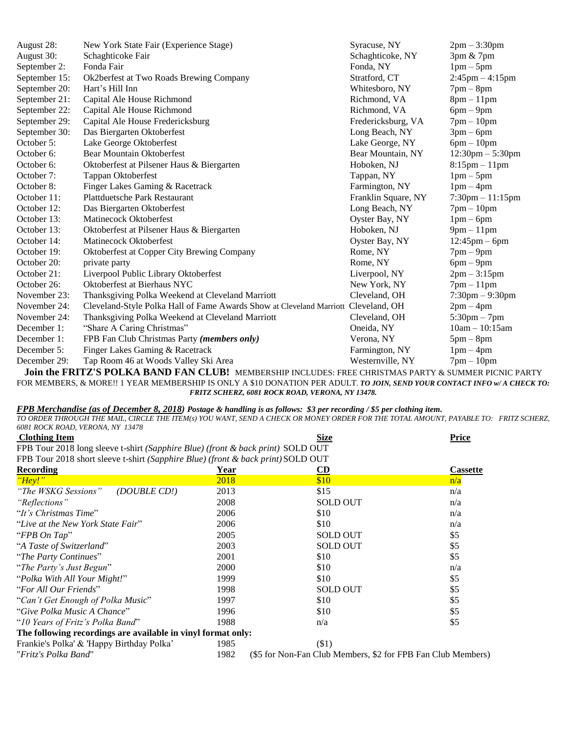| | | | |
|---|---|---|---|
| August 28: | New York State Fair (Experience Stage) | Syracuse, NY | 2pm – 3:30pm |
| August 30: | Schaghticoke Fair | Schaghticoke, NY | 3pm & 7pm |
| September 2: | Fonda Fair | Fonda, NY | 1pm – 5pm |
| September 15: | Ok2berfest at Two Roads Brewing Company | Stratford, CT | 2:45pm – 4:15pm |
| September 20: | Hart's Hill Inn | Whitesboro, NY | 7pm – 8pm |
| September 21: | Capital Ale House Richmond | Richmond, VA | 8pm – 11pm |
| September 22: | Capital Ale House Richmond | Richmond, VA | 6pm – 9pm |
| September 29: | Capital Ale House Fredericksburg | Fredericksburg, VA | 7pm – 10pm |
| September 30: | Das Biergarten Oktoberfest | Long Beach, NY | 3pm – 6pm |
| October 5: | Lake George Oktoberfest | Lake George, NY | 6pm – 10pm |
| October 6: | Bear Mountain Oktoberfest | Bear Mountain, NY | 12:30pm – 5:30pm |
| October 6: | Oktoberfest at Pilsener Haus & Biergarten | Hoboken, NJ | 8:15pm – 11pm |
| October 7: | Tappan Oktoberfest | Tappan, NY | 1pm – 5pm |
| October 8: | Finger Lakes Gaming & Racetrack | Farmington, NY | 1pm – 4pm |
| October 11: | Plattduetsche Park Restaurant | Franklin Square, NY | 7:30pm – 11:15pm |
| October 12: | Das Biergarten Oktoberfest | Long Beach, NY | 7pm – 10pm |
| October 13: | Matinecock Oktoberfest | Oyster Bay, NY | 1pm – 6pm |
| October 13: | Oktoberfest at Pilsener Haus & Biergarten | Hoboken, NJ | 9pm – 11pm |
| October 14: | Matinecock Oktoberfest | Oyster Bay, NY | 12:45pm – 6pm |
| October 19: | Oktoberfest at Copper City Brewing Company | Rome, NY | 7pm – 9pm |
| October 20: | private party | Rome, NY | 6pm – 9pm |
| October 21: | Liverpool Public Library Oktoberfest | Liverpool, NY | 2pm – 3:15pm |
| October 26: | Oktoberfest at Bierhaus NYC | New York, NY | 7pm – 11pm |
| November 23: | Thanksgiving Polka Weekend at Cleveland Marriott | Cleveland, OH | 7:30pm – 9:30pm |
| November 24: | Cleveland-Style Polka Hall of Fame Awards Show at Cleveland Marriott | Cleveland, OH | 2pm – 4pm |
| November 24: | Thanksgiving Polka Weekend at Cleveland Marriott | Cleveland, OH | 5:30pm – 7pm |
| December 1: | "Share A Caring Christmas" | Oneida, NY | 10am – 10:15am |
| December 1: | FPB Fan Club Christmas Party ***(members only)*** | Verona, NY | 5pm – 8pm |
| December 5: | Finger Lakes Gaming & Racetrack | Farmington, NY | 1pm – 4pm |
| December 29: | Tap Room 46 at Woods Valley Ski Area | Westernville, NY | 7pm – 10pm |

**Join the FRITZ'S POLKA BAND FAN CLUB!** MEMBERSHIP INCLUDES: FREE CHRISTMAS PARTY & SUMMER PICNIC PARTY FOR MEMBERS, & MORE!! 1 YEAR MEMBERSHIP IS ONLY A $10 DONATION PER ADULT. ***TO JOIN, SEND YOUR CONTACT INFO w/ A CHECK TO: FRITZ SCHERZ, 6081 ROCK ROAD, VERONA, NY 13478.***

***FPB Merchandise (as of December 8, 2018)*** ***Postage & handling is as follows: $3 per recording / $5 per clothing item.***

*TO ORDER THROUGH THE MAIL, CIRCLE THE ITEM(s) YOU WANT, SEND A CHECK OR MONEY ORDER FOR THE TOTAL AMOUNT, PAYABLE TO: FRITZ SCHERZ, 6081 ROCK ROAD, VERONA, NY 13478*

| **Clothing Item** | **Size** | **Price** |
|---|---|---|
| FPB Tour 2018 long sleeve t-shirt *(Sapphire Blue) (front & back print)* | SOLD OUT | |
| FPB Tour 2018 short sleeve t-shirt *(Sapphire Blue) (front & back print)* | SOLD OUT | |

| **Recording** | **Year** | **CD** | **Cassette** |
|---|---|---|---|
| *"Hey!"* | 2018 | $10 | n/a |
| *"The WSKG Sessions" (DOUBLE CD!)* | 2013 | $15 | n/a |
| *"Reflections"* | 2008 | SOLD OUT | n/a |
| "*It's Christmas Time*" | 2006 | $10 | n/a |
| "*Live at the New York State Fair*" | 2006 | $10 | n/a |
| "*FPB On Tap*" | 2005 | SOLD OUT | $5 |
| "*A Taste of Switzerland*" | 2003 | SOLD OUT | $5 |
| "*The Party Continues*" | 2001 | $10 | $5 |
| "*The Party's Just Begun*" | 2000 | $10 | n/a |
| "*Polka With All Your Might!*" | 1999 | $10 | $5 |
| "*For All Our Friends*" | 1998 | SOLD OUT | $5 |
| "*Can't Get Enough of Polka Music*" | 1997 | $10 | $5 |
| "*Give Polka Music A Chance*" | 1996 | $10 | $5 |
| "*10 Years of Fritz's Polka Band*" | 1988 | n/a | $5 |

**The following recordings are available in vinyl format only:**

| | | |
|---|---|---|
| Frankie's Polka' & 'Happy Birthday Polka' | 1985 | ($1) |
| "*Fritz's Polka Band*" | 1982 | ($5 for Non-Fan Club Members, $2 for FPB Fan Club Members) |